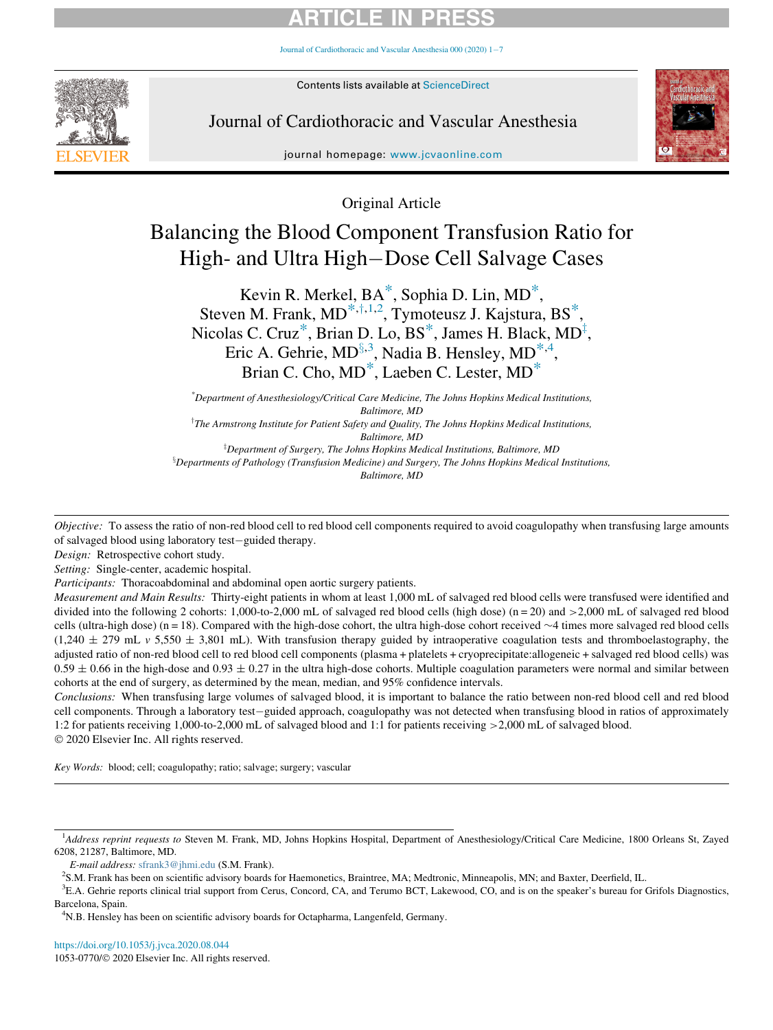Original Article

# Balancing the Blood Component Transfusion Ratio for High- and Ultra High−Dose Cell Salvage Cases

Kevin R. Merkel, BA[*], Sophia D. Lin, MD[*], Steven M. Frank, MD[*,†,1,2], Tymoteusz J. Kajstura, BS[*], Nicolas C. Cruz[*], Brian D. Lo, BS[*], James H. Black, MD[‡], Eric A. Gehrie, MD[§,3], Nadia B. Hensley, MD[*,4], Brian C. Cho, MD[*], Laeben C. Lester, MD[*]

[*]Department of Anesthesiology/Critical Care Medicine, The Johns Hopkins Medical Institutions, Baltimore, MD

[†]The Armstrong Institute for Patient Safety and Quality, The Johns Hopkins Medical Institutions, Baltimore, MD

[‡]Department of Surgery, The Johns Hopkins Medical Institutions, Baltimore, MD

[§]Departments of Pathology (Transfusion Medicine) and Surgery, The Johns Hopkins Medical Institutions, Baltimore, MD

*Objective:* To assess the ratio of non-red blood cell to red blood cell components required to avoid coagulopathy when transfusing large amounts of salvaged blood using laboratory test−guided therapy.

*Design:* Retrospective cohort study.

*Setting:* Single-center, academic hospital.

*Participants:* Thoracoabdominal and abdominal open aortic surgery patients.

*Measurement and Main Results:* Thirty-eight patients in whom at least 1,000 mL of salvaged red blood cells were transfused were identified and divided into the following 2 cohorts: 1,000-to-2,000 mL of salvaged red blood cells (high dose) (n = 20) and >2,000 mL of salvaged red blood cells (ultra-high dose) (n = 18). Compared with the high-dose cohort, the ultra high-dose cohort received ~4 times more salvaged red blood cells (1,240 ± 279 mL *v* 5,550 ± 3,801 mL). With transfusion therapy guided by intraoperative coagulation tests and thromboelastography, the adjusted ratio of non-red blood cell to red blood cell components (plasma + platelets + cryoprecipitate:allogeneic + salvaged red blood cells) was 0.59 ± 0.66 in the high-dose and 0.93 ± 0.27 in the ultra high-dose cohorts. Multiple coagulation parameters were normal and similar between cohorts at the end of surgery, as determined by the mean, median, and 95% confidence intervals.

*Conclusions:* When transfusing large volumes of salvaged blood, it is important to balance the ratio between non-red blood cell and red blood cell components. Through a laboratory test−guided approach, coagulopathy was not detected when transfusing blood in ratios of approximately 1:2 for patients receiving 1,000-to-2,000 mL of salvaged blood and 1:1 for patients receiving >2,000 mL of salvaged blood.

© 2020 Elsevier Inc. All rights reserved.

*Key Words:* blood; cell; coagulopathy; ratio; salvage; surgery; vascular

---

[1]*Address reprint requests to* Steven M. Frank, MD, Johns Hopkins Hospital, Department of Anesthesiology/Critical Care Medicine, 1800 Orleans St, Zayed 6208, 21287, Baltimore, MD.

*E-mail address:* sfrank3@jhmi.edu (S.M. Frank).

[2]S.M. Frank has been on scientific advisory boards for Haemonetics, Braintree, MA; Medtronic, Minneapolis, MN; and Baxter, Deerfield, IL.

[3]E.A. Gehrie reports clinical trial support from Cerus, Concord, CA, and Terumo BCT, Lakewood, CO, and is on the speaker's bureau for Grifols Diagnostics, Barcelona, Spain.

[4]N.B. Hensley has been on scientific advisory boards for Octapharma, Langenfeld, Germany.

https://doi.org/10.1053/j.jvca.2020.08.044

1053-0770/© 2020 Elsevier Inc. All rights reserved.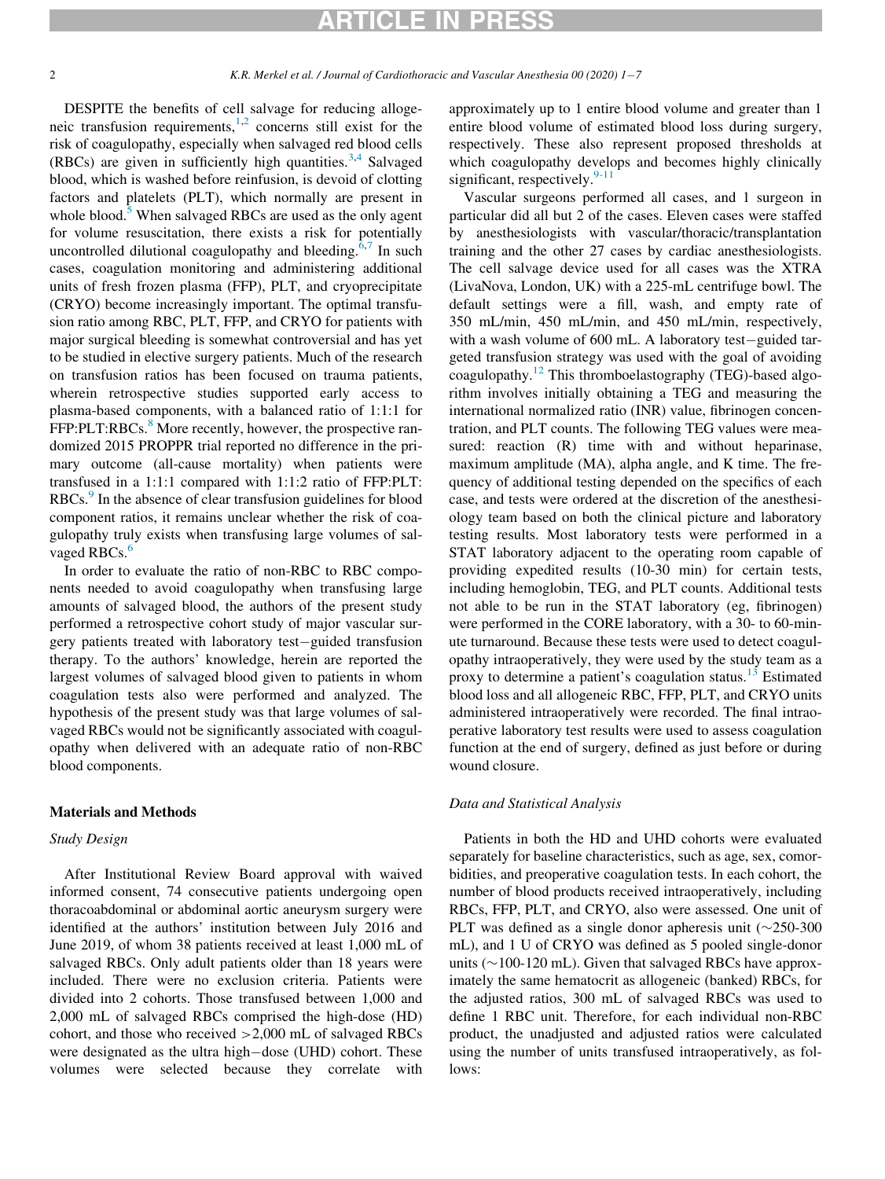DESPITE the benefits of cell salvage for reducing allogeneic transfusion requirements,[1,2] concerns still exist for the risk of coagulopathy, especially when salvaged red blood cells (RBCs) are given in sufficiently high quantities.[3,4] Salvaged blood, which is washed before reinfusion, is devoid of clotting factors and platelets (PLT), which normally are present in whole blood.[5] When salvaged RBCs are used as the only agent for volume resuscitation, there exists a risk for potentially uncontrolled dilutional coagulopathy and bleeding.[6,7] In such cases, coagulation monitoring and administering additional units of fresh frozen plasma (FFP), PLT, and cryoprecipitate (CRYO) become increasingly important. The optimal transfusion ratio among RBC, PLT, FFP, and CRYO for patients with major surgical bleeding is somewhat controversial and has yet to be studied in elective surgery patients. Much of the research on transfusion ratios has been focused on trauma patients, wherein retrospective studies supported early access to plasma-based components, with a balanced ratio of 1:1:1 for FFP:PLT:RBCs.[8] More recently, however, the prospective randomized 2015 PROPPR trial reported no difference in the primary outcome (all-cause mortality) when patients were transfused in a 1:1:1 compared with 1:1:2 ratio of FFP:PLT:RBCs.[9] In the absence of clear transfusion guidelines for blood component ratios, it remains unclear whether the risk of coagulopathy truly exists when transfusing large volumes of salvaged RBCs.[6]

In order to evaluate the ratio of non-RBC to RBC components needed to avoid coagulopathy when transfusing large amounts of salvaged blood, the authors of the present study performed a retrospective cohort study of major vascular surgery patients treated with laboratory test–guided transfusion therapy. To the authors' knowledge, herein are reported the largest volumes of salvaged blood given to patients in whom coagulation tests also were performed and analyzed. The hypothesis of the present study was that large volumes of salvaged RBCs would not be significantly associated with coagulopathy when delivered with an adequate ratio of non-RBC blood components.

## Materials and Methods

### *Study Design*

After Institutional Review Board approval with waived informed consent, 74 consecutive patients undergoing open thoracoabdominal or abdominal aortic aneurysm surgery were identified at the authors' institution between July 2016 and June 2019, of whom 38 patients received at least 1,000 mL of salvaged RBCs. Only adult patients older than 18 years were included. There were no exclusion criteria. Patients were divided into 2 cohorts. Those transfused between 1,000 and 2,000 mL of salvaged RBCs comprised the high-dose (HD) cohort, and those who received >2,000 mL of salvaged RBCs were designated as the ultra high–dose (UHD) cohort. These volumes were selected because they correlate with approximately up to 1 entire blood volume and greater than 1 entire blood volume of estimated blood loss during surgery, respectively. These also represent proposed thresholds at which coagulopathy develops and becomes highly clinically significant, respectively.[9-11]

Vascular surgeons performed all cases, and 1 surgeon in particular did all but 2 of the cases. Eleven cases were staffed by anesthesiologists with vascular/thoracic/transplantation training and the other 27 cases by cardiac anesthesiologists. The cell salvage device used for all cases was the XTRA (LivaNova, London, UK) with a 225-mL centrifuge bowl. The default settings were a fill, wash, and empty rate of 350 mL/min, 450 mL/min, and 450 mL/min, respectively, with a wash volume of 600 mL. A laboratory test–guided targeted transfusion strategy was used with the goal of avoiding coagulopathy.[12] This thromboelastography (TEG)-based algorithm involves initially obtaining a TEG and measuring the international normalized ratio (INR) value, fibrinogen concentration, and PLT counts. The following TEG values were measured: reaction (R) time with and without heparinase, maximum amplitude (MA), alpha angle, and K time. The frequency of additional testing depended on the specifics of each case, and tests were ordered at the discretion of the anesthesiology team based on both the clinical picture and laboratory testing results. Most laboratory tests were performed in a STAT laboratory adjacent to the operating room capable of providing expedited results (10-30 min) for certain tests, including hemoglobin, TEG, and PLT counts. Additional tests not able to be run in the STAT laboratory (eg, fibrinogen) were performed in the CORE laboratory, with a 30- to 60-minute turnaround. Because these tests were used to detect coagulopathy intraoperatively, they were used by the study team as a proxy to determine a patient's coagulation status.[13] Estimated blood loss and all allogeneic RBC, FFP, PLT, and CRYO units administered intraoperatively were recorded. The final intraoperative laboratory test results were used to assess coagulation function at the end of surgery, defined as just before or during wound closure.

### *Data and Statistical Analysis*

Patients in both the HD and UHD cohorts were evaluated separately for baseline characteristics, such as age, sex, comorbidities, and preoperative coagulation tests. In each cohort, the number of blood products received intraoperatively, including RBCs, FFP, PLT, and CRYO, also were assessed. One unit of PLT was defined as a single donor apheresis unit (~250-300 mL), and 1 U of CRYO was defined as 5 pooled single-donor units (~100-120 mL). Given that salvaged RBCs have approximately the same hematocrit as allogeneic (banked) RBCs, for the adjusted ratios, 300 mL of salvaged RBCs was used to define 1 RBC unit. Therefore, for each individual non-RBC product, the unadjusted and adjusted ratios were calculated using the number of units transfused intraoperatively, as follows: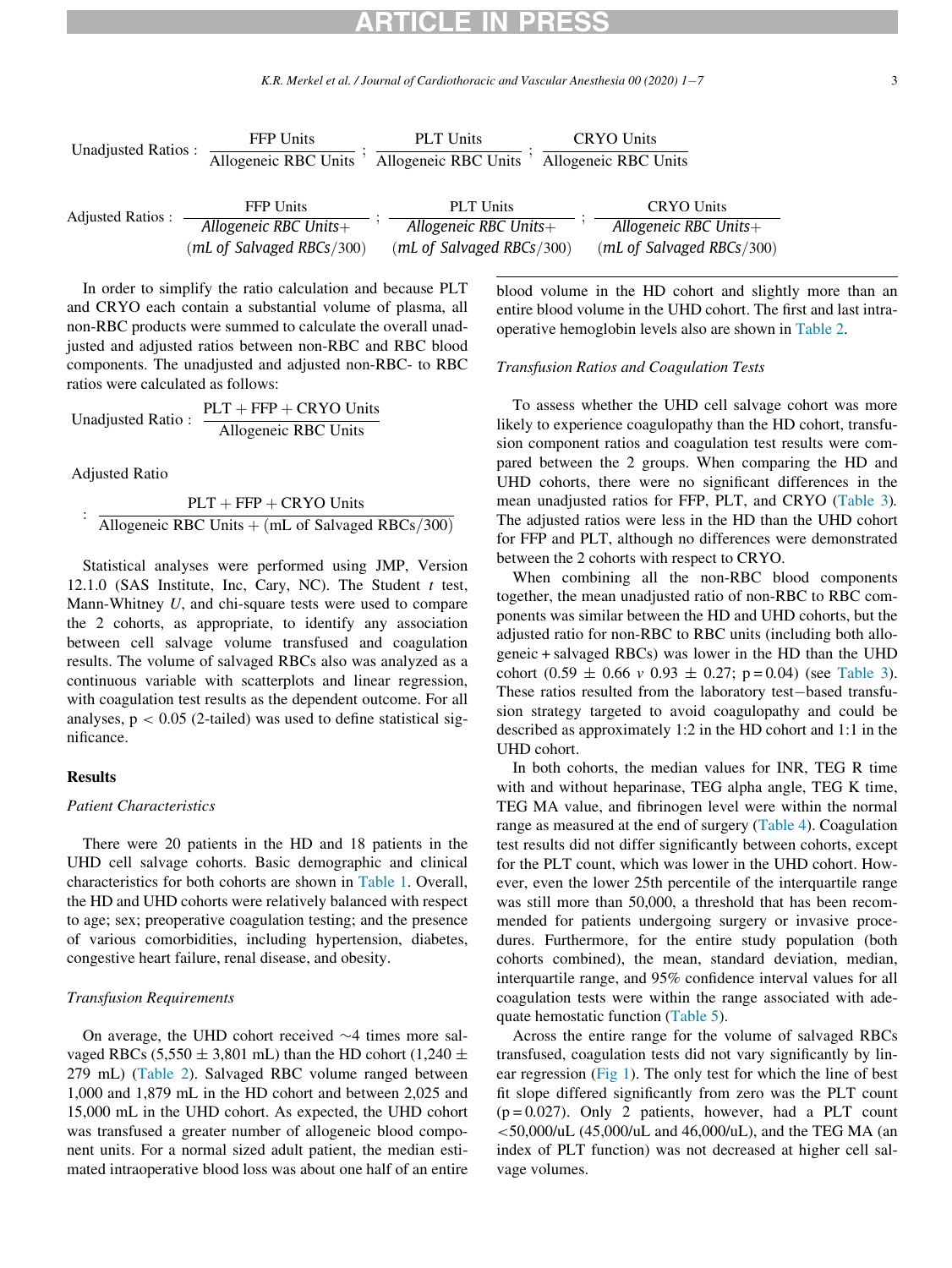$$\text{Unadjusted Ratios}: \frac{\text{FFP Units}}{\text{Allogeneic RBC Units}}; \frac{\text{PLT Units}}{\text{Allogeneic RBC Units}}; \frac{\text{CRYO Units}}{\text{Allogeneic RBC Units}}$$

$$\text{Adjusted Ratios}: \frac{\text{FFP Units}}{\textit{Allogeneic RBC Units} + (\textit{mL of Salvaged RBCs}/300)}; \frac{\text{PLT Units}}{\textit{Allogeneic RBC Units} + (\textit{mL of Salvaged RBCs}/300)}; \frac{\text{CRYO Units}}{\textit{Allogeneic RBC Units} + (\textit{mL of Salvaged RBCs}/300)}$$

In order to simplify the ratio calculation and because PLT and CRYO each contain a substantial volume of plasma, all non-RBC products were summed to calculate the overall unadjusted and adjusted ratios between non-RBC and RBC blood components. The unadjusted and adjusted non-RBC- to RBC ratios were calculated as follows:

$$\text{Unadjusted Ratio}: \frac{\text{PLT} + \text{FFP} + \text{CRYO Units}}{\text{Allogeneic RBC Units}}$$

Adjusted Ratio

$$: \frac{\text{PLT} + \text{FFP} + \text{CRYO Units}}{\text{Allogeneic RBC Units} + (\text{mL of Salvaged RBCs}/300)}$$

Statistical analyses were performed using JMP, Version 12.1.0 (SAS Institute, Inc, Cary, NC). The Student *t* test, Mann-Whitney *U*, and chi-square tests were used to compare the 2 cohorts, as appropriate, to identify any association between cell salvage volume transfused and coagulation results. The volume of salvaged RBCs also was analyzed as a continuous variable with scatterplots and linear regression, with coagulation test results as the dependent outcome. For all analyses, $p < 0.05$ (2-tailed) was used to define statistical significance.

## Results

### *Patient Characteristics*

There were 20 patients in the HD and 18 patients in the UHD cell salvage cohorts. Basic demographic and clinical characteristics for both cohorts are shown in Table 1. Overall, the HD and UHD cohorts were relatively balanced with respect to age; sex; preoperative coagulation testing; and the presence of various comorbidities, including hypertension, diabetes, congestive heart failure, renal disease, and obesity.

### *Transfusion Requirements*

On average, the UHD cohort received ~4 times more salvaged RBCs (5,550 ± 3,801 mL) than the HD cohort (1,240 ± 279 mL) (Table 2). Salvaged RBC volume ranged between 1,000 and 1,879 mL in the HD cohort and between 2,025 and 15,000 mL in the UHD cohort. As expected, the UHD cohort was transfused a greater number of allogeneic blood component units. For a normal sized adult patient, the median estimated intraoperative blood loss was about one half of an entire blood volume in the HD cohort and slightly more than an entire blood volume in the UHD cohort. The first and last intraoperative hemoglobin levels also are shown in Table 2.

### *Transfusion Ratios and Coagulation Tests*

To assess whether the UHD cell salvage cohort was more likely to experience coagulopathy than the HD cohort, transfusion component ratios and coagulation test results were compared between the 2 groups. When comparing the HD and UHD cohorts, there were no significant differences in the mean unadjusted ratios for FFP, PLT, and CRYO (Table 3). The adjusted ratios were less in the HD than the UHD cohort for FFP and PLT, although no differences were demonstrated between the 2 cohorts with respect to CRYO.

When combining all the non-RBC blood components together, the mean unadjusted ratio of non-RBC to RBC components was similar between the HD and UHD cohorts, but the adjusted ratio for non-RBC to RBC units (including both allogeneic + salvaged RBCs) was lower in the HD than the UHD cohort (0.59 ± 0.66 *v* 0.93 ± 0.27; p = 0.04) (see Table 3). These ratios resulted from the laboratory test–based transfusion strategy targeted to avoid coagulopathy and could be described as approximately 1:2 in the HD cohort and 1:1 in the UHD cohort.

In both cohorts, the median values for INR, TEG R time with and without heparinase, TEG alpha angle, TEG K time, TEG MA value, and fibrinogen level were within the normal range as measured at the end of surgery (Table 4). Coagulation test results did not differ significantly between cohorts, except for the PLT count, which was lower in the UHD cohort. However, even the lower 25th percentile of the interquartile range was still more than 50,000, a threshold that has been recommended for patients undergoing surgery or invasive procedures. Furthermore, for the entire study population (both cohorts combined), the mean, standard deviation, median, interquartile range, and 95% confidence interval values for all coagulation tests were within the range associated with adequate hemostatic function (Table 5).

Across the entire range for the volume of salvaged RBCs transfused, coagulation tests did not vary significantly by linear regression (Fig 1). The only test for which the line of best fit slope differed significantly from zero was the PLT count (p = 0.027). Only 2 patients, however, had a PLT count <50,000/uL (45,000/uL and 46,000/uL), and the TEG MA (an index of PLT function) was not decreased at higher cell salvage volumes.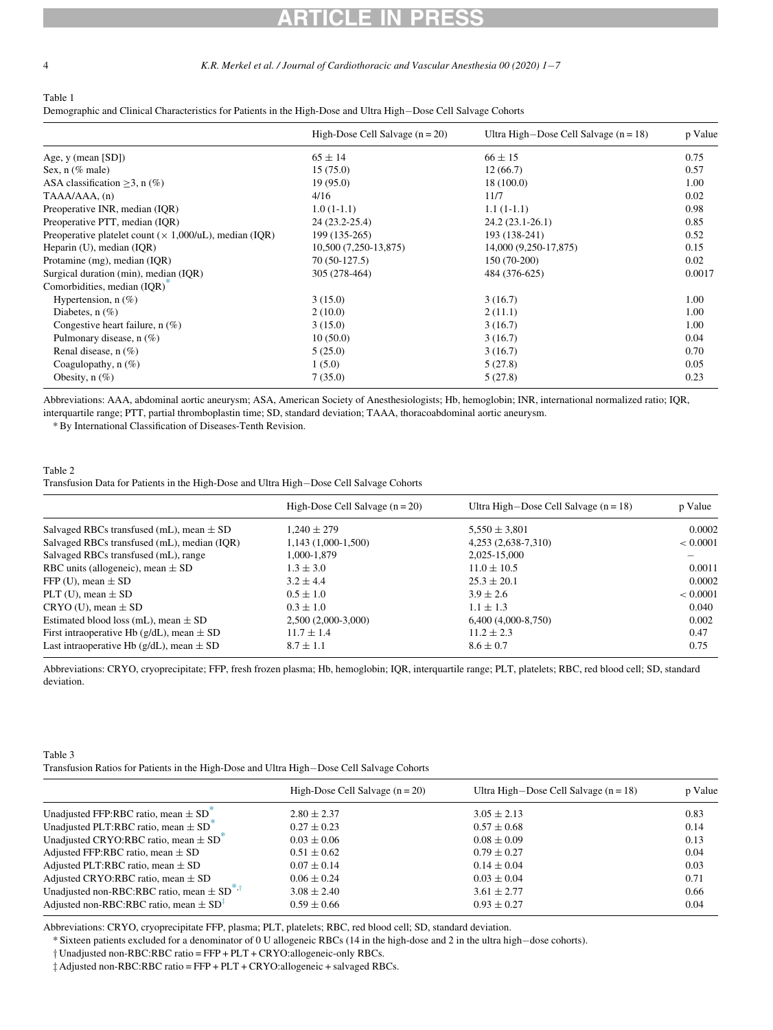Table 1

Demographic and Clinical Characteristics for Patients in the High-Dose and Ultra High−Dose Cell Salvage Cohorts

| | High-Dose Cell Salvage (n = 20) | Ultra High−Dose Cell Salvage (n = 18) | p Value |
|---|---|---|---|
| Age, y (mean [SD]) | 65 ± 14 | 66 ± 15 | 0.75 |
| Sex, n (% male) | 15 (75.0) | 12 (66.7) | 0.57 |
| ASA classification ≥3, n (%) | 19 (95.0) | 18 (100.0) | 1.00 |
| TAAA/AAA, (n) | 4/16 | 11/7 | 0.02 |
| Preoperative INR, median (IQR) | 1.0 (1-1.1) | 1.1 (1-1.1) | 0.98 |
| Preoperative PTT, median (IQR) | 24 (23.2-25.4) | 24.2 (23.1-26.1) | 0.85 |
| Preoperative platelet count (× 1,000/uL), median (IQR) | 199 (135-265) | 193 (138-241) | 0.52 |
| Heparin (U), median (IQR) | 10,500 (7,250-13,875) | 14,000 (9,250-17,875) | 0.15 |
| Protamine (mg), median (IQR) | 70 (50-127.5) | 150 (70-200) | 0.02 |
| Surgical duration (min), median (IQR) | 305 (278-464) | 484 (376-625) | 0.0017 |
| Comorbidities, median (IQR)* | | | |
| Hypertension, n (%) | 3 (15.0) | 3 (16.7) | 1.00 |
| Diabetes, n (%) | 2 (10.0) | 2 (11.1) | 1.00 |
| Congestive heart failure, n (%) | 3 (15.0) | 3 (16.7) | 1.00 |
| Pulmonary disease, n (%) | 10 (50.0) | 3 (16.7) | 0.04 |
| Renal disease, n (%) | 5 (25.0) | 3 (16.7) | 0.70 |
| Coagulopathy, n (%) | 1 (5.0) | 5 (27.8) | 0.05 |
| Obesity, n (%) | 7 (35.0) | 5 (27.8) | 0.23 |

Abbreviations: AAA, abdominal aortic aneurysm; ASA, American Society of Anesthesiologists; Hb, hemoglobin; INR, international normalized ratio; IQR, interquartile range; PTT, partial thromboplastin time; SD, standard deviation; TAAA, thoracoabdominal aortic aneurysm.

* By International Classification of Diseases-Tenth Revision.

Table 2

Transfusion Data for Patients in the High-Dose and Ultra High−Dose Cell Salvage Cohorts

| | High-Dose Cell Salvage (n = 20) | Ultra High−Dose Cell Salvage (n = 18) | p Value |
|---|---|---|---|
| Salvaged RBCs transfused (mL), mean ± SD | 1,240 ± 279 | 5,550 ± 3,801 | 0.0002 |
| Salvaged RBCs transfused (mL), median (IQR) | 1,143 (1,000-1,500) | 4,253 (2,638-7,310) | < 0.0001 |
| Salvaged RBCs transfused (mL), range | 1,000-1,879 | 2,025-15,000 | – |
| RBC units (allogeneic), mean ± SD | 1.3 ± 3.0 | 11.0 ± 10.5 | 0.0011 |
| FFP (U), mean ± SD | 3.2 ± 4.4 | 25.3 ± 20.1 | 0.0002 |
| PLT (U), mean ± SD | 0.5 ± 1.0 | 3.9 ± 2.6 | < 0.0001 |
| CRYO (U), mean ± SD | 0.3 ± 1.0 | 1.1 ± 1.3 | 0.040 |
| Estimated blood loss (mL), mean ± SD | 2,500 (2,000-3,000) | 6,400 (4,000-8,750) | 0.002 |
| First intraoperative Hb (g/dL), mean ± SD | 11.7 ± 1.4 | 11.2 ± 2.3 | 0.47 |
| Last intraoperative Hb (g/dL), mean ± SD | 8.7 ± 1.1 | 8.6 ± 0.7 | 0.75 |

Abbreviations: CRYO, cryoprecipitate; FFP, fresh frozen plasma; Hb, hemoglobin; IQR, interquartile range; PLT, platelets; RBC, red blood cell; SD, standard deviation.

Table 3

Transfusion Ratios for Patients in the High-Dose and Ultra High−Dose Cell Salvage Cohorts

| | High-Dose Cell Salvage (n = 20) | Ultra High−Dose Cell Salvage (n = 18) | p Value |
|---|---|---|---|
| Unadjusted FFP:RBC ratio, mean ± SD* | 2.80 ± 2.37 | 3.05 ± 2.13 | 0.83 |
| Unadjusted PLT:RBC ratio, mean ± SD* | 0.27 ± 0.23 | 0.57 ± 0.68 | 0.14 |
| Unadjusted CRYO:RBC ratio, mean ± SD* | 0.03 ± 0.06 | 0.08 ± 0.09 | 0.13 |
| Adjusted FFP:RBC ratio, mean ± SD | 0.51 ± 0.62 | 0.79 ± 0.27 | 0.04 |
| Adjusted PLT:RBC ratio, mean ± SD | 0.07 ± 0.14 | 0.14 ± 0.04 | 0.03 |
| Adjusted CRYO:RBC ratio, mean ± SD | 0.06 ± 0.24 | 0.03 ± 0.04 | 0.71 |
| Unadjusted non-RBC:RBC ratio, mean ± SD*,† | 3.08 ± 2.40 | 3.61 ± 2.77 | 0.66 |
| Adjusted non-RBC:RBC ratio, mean ± SD‡ | 0.59 ± 0.66 | 0.93 ± 0.27 | 0.04 |

Abbreviations: CRYO, cryoprecipitate FFP, plasma; PLT, platelets; RBC, red blood cell; SD, standard deviation.

* Sixteen patients excluded for a denominator of 0 U allogeneic RBCs (14 in the high-dose and 2 in the ultra high−dose cohorts).

† Unadjusted non-RBC:RBC ratio = FFP + PLT + CRYO:allogeneic-only RBCs.

‡ Adjusted non-RBC:RBC ratio = FFP + PLT + CRYO:allogeneic + salvaged RBCs.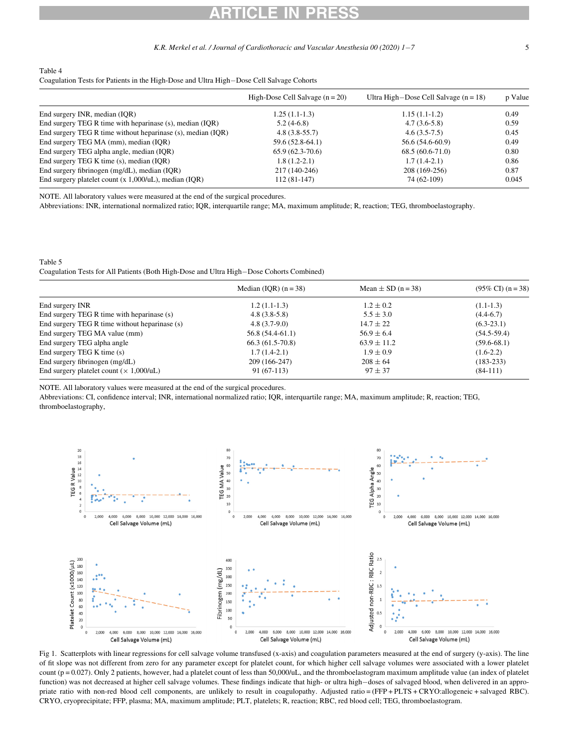Table 4
Coagulation Tests for Patients in the High-Dose and Ultra High−Dose Cell Salvage Cohorts

| | High-Dose Cell Salvage (n = 20) | Ultra High−Dose Cell Salvage (n = 18) | p Value |
|---|---|---|---|
| End surgery INR, median (IQR) | 1.25 (1.1-1.3) | 1.15 (1.1-1.2) | 0.49 |
| End surgery TEG R time with heparinase (s), median (IQR) | 5.2 (4-6.8) | 4.7 (3.6-5.8) | 0.59 |
| End surgery TEG R time without heparinase (s), median (IQR) | 4.8 (3.8-55.7) | 4.6 (3.5-7.5) | 0.45 |
| End surgery TEG MA (mm), median (IQR) | 59.6 (52.8-64.1) | 56.6 (54.6-60.9) | 0.49 |
| End surgery TEG alpha angle, median (IQR) | 65.9 (62.3-70.6) | 68.5 (60.6-71.0) | 0.80 |
| End surgery TEG K time (s), median (IQR) | 1.8 (1.2-2.1) | 1.7 (1.4-2.1) | 0.86 |
| End surgery fibrinogen (mg/dL), median (IQR) | 217 (140-246) | 208 (169-256) | 0.87 |
| End surgery platelet count (x 1,000/uL), median (IQR) | 112 (81-147) | 74 (62-109) | 0.045 |

NOTE. All laboratory values were measured at the end of the surgical procedures.
Abbreviations: INR, international normalized ratio; IQR, interquartile range; MA, maximum amplitude; R, reaction; TEG, thromboelastography.

Table 5
Coagulation Tests for All Patients (Both High-Dose and Ultra High−Dose Cohorts Combined)

| | Median (IQR) (n = 38) | Mean ± SD (n = 38) | (95% CI) (n = 38) |
|---|---|---|---|
| End surgery INR | 1.2 (1.1-1.3) | 1.2 ± 0.2 | (1.1-1.3) |
| End surgery TEG R time with heparinase (s) | 4.8 (3.8-5.8) | 5.5 ± 3.0 | (4.4-6.7) |
| End surgery TEG R time without heparinase (s) | 4.8 (3.7-9.0) | 14.7 ± 22 | (6.3-23.1) |
| End surgery TEG MA value (mm) | 56.8 (54.4-61.1) | 56.9 ± 6.4 | (54.5-59.4) |
| End surgery TEG alpha angle | 66.3 (61.5-70.8) | 63.9 ± 11.2 | (59.6-68.1) |
| End surgery TEG K time (s) | 1.7 (1.4-2.1) | 1.9 ± 0.9 | (1.6-2.2) |
| End surgery fibrinogen (mg/dL) | 209 (166-247) | 208 ± 64 | (183-233) |
| End surgery platelet count (× 1,000/uL) | 91 (67-113) | 97 ± 37 | (84-111) |

NOTE. All laboratory values were measured at the end of the surgical procedures.
Abbreviations: CI, confidence interval; INR, international normalized ratio; IQR, interquartile range; MA, maximum amplitude; R, reaction; TEG, thromboelastography,

Fig 1. Scatterplots with linear regressions for cell salvage volume transfused (x-axis) and coagulation parameters measured at the end of surgery (y-axis). The line of fit slope was not different from zero for any parameter except for platelet count, for which higher cell salvage volumes were associated with a lower platelet count (p = 0.027). Only 2 patients, however, had a platelet count of less than 50,000/uL, and the thromboelastogram maximum amplitude value (an index of platelet function) was not decreased at higher cell salvage volumes. These findings indicate that high- or ultra high−doses of salvaged blood, when delivered in an appropriate ratio with non-red blood cell components, are unlikely to result in coagulopathy. Adjusted ratio = (FFP + PLTS + CRYO:allogeneic + salvaged RBC). CRYO, cryoprecipitate; FFP, plasma; MA, maximum amplitude; PLT, platelets; R, reaction; RBC, red blood cell; TEG, thromboelastogram.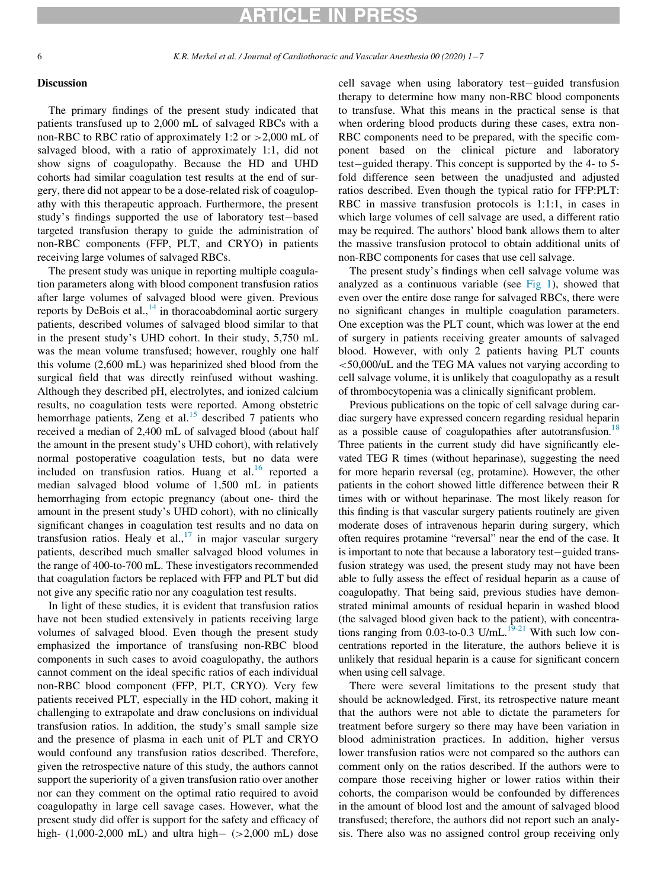### Discussion

The primary findings of the present study indicated that patients transfused up to 2,000 mL of salvaged RBCs with a non-RBC to RBC ratio of approximately 1:2 or >2,000 mL of salvaged blood, with a ratio of approximately 1:1, did not show signs of coagulopathy. Because the HD and UHD cohorts had similar coagulation test results at the end of surgery, there did not appear to be a dose-related risk of coagulopathy with this therapeutic approach. Furthermore, the present study's findings supported the use of laboratory test−based targeted transfusion therapy to guide the administration of non-RBC components (FFP, PLT, and CRYO) in patients receiving large volumes of salvaged RBCs.

The present study was unique in reporting multiple coagulation parameters along with blood component transfusion ratios after large volumes of salvaged blood were given. Previous reports by DeBois et al.,[14] in thoracoabdominal aortic surgery patients, described volumes of salvaged blood similar to that in the present study's UHD cohort. In their study, 5,750 mL was the mean volume transfused; however, roughly one half this volume (2,600 mL) was heparinized shed blood from the surgical field that was directly reinfused without washing. Although they described pH, electrolytes, and ionized calcium results, no coagulation tests were reported. Among obstetric hemorrhage patients, Zeng et al.[15] described 7 patients who received a median of 2,400 mL of salvaged blood (about half the amount in the present study's UHD cohort), with relatively normal postoperative coagulation tests, but no data were included on transfusion ratios. Huang et al.[16] reported a median salvaged blood volume of 1,500 mL in patients hemorrhaging from ectopic pregnancy (about one- third the amount in the present study's UHD cohort), with no clinically significant changes in coagulation test results and no data on transfusion ratios. Healy et al.,[17] in major vascular surgery patients, described much smaller salvaged blood volumes in the range of 400-to-700 mL. These investigators recommended that coagulation factors be replaced with FFP and PLT but did not give any specific ratio nor any coagulation test results.

In light of these studies, it is evident that transfusion ratios have not been studied extensively in patients receiving large volumes of salvaged blood. Even though the present study emphasized the importance of transfusing non-RBC blood components in such cases to avoid coagulopathy, the authors cannot comment on the ideal specific ratios of each individual non-RBC blood component (FFP, PLT, CRYO). Very few patients received PLT, especially in the HD cohort, making it challenging to extrapolate and draw conclusions on individual transfusion ratios. In addition, the study's small sample size and the presence of plasma in each unit of PLT and CRYO would confound any transfusion ratios described. Therefore, given the retrospective nature of this study, the authors cannot support the superiority of a given transfusion ratio over another nor can they comment on the optimal ratio required to avoid coagulopathy in large cell savage cases. However, what the present study did offer is support for the safety and efficacy of high- (1,000-2,000 mL) and ultra high− (>2,000 mL) dose cell savage when using laboratory test−guided transfusion therapy to determine how many non-RBC blood components to transfuse. What this means in the practical sense is that when ordering blood products during these cases, extra non-RBC components need to be prepared, with the specific component based on the clinical picture and laboratory test−guided therapy. This concept is supported by the 4- to 5-fold difference seen between the unadjusted and adjusted ratios described. Even though the typical ratio for FFP:PLT:RBC in massive transfusion protocols is 1:1:1, in cases in which large volumes of cell salvage are used, a different ratio may be required. The authors' blood bank allows them to alter the massive transfusion protocol to obtain additional units of non-RBC components for cases that use cell salvage.

The present study's findings when cell salvage volume was analyzed as a continuous variable (see Fig 1), showed that even over the entire dose range for salvaged RBCs, there were no significant changes in multiple coagulation parameters. One exception was the PLT count, which was lower at the end of surgery in patients receiving greater amounts of salvaged blood. However, with only 2 patients having PLT counts <50,000/uL and the TEG MA values not varying according to cell salvage volume, it is unlikely that coagulopathy as a result of thrombocytopenia was a clinically significant problem.

Previous publications on the topic of cell salvage during cardiac surgery have expressed concern regarding residual heparin as a possible cause of coagulopathies after autotransfusion.[18] Three patients in the current study did have significantly elevated TEG R times (without heparinase), suggesting the need for more heparin reversal (eg, protamine). However, the other patients in the cohort showed little difference between their R times with or without heparinase. The most likely reason for this finding is that vascular surgery patients routinely are given moderate doses of intravenous heparin during surgery, which often requires protamine "reversal" near the end of the case. It is important to note that because a laboratory test−guided transfusion strategy was used, the present study may not have been able to fully assess the effect of residual heparin as a cause of coagulopathy. That being said, previous studies have demonstrated minimal amounts of residual heparin in washed blood (the salvaged blood given back to the patient), with concentrations ranging from 0.03-to-0.3 U/mL.[19-21] With such low concentrations reported in the literature, the authors believe it is unlikely that residual heparin is a cause for significant concern when using cell salvage.

There were several limitations to the present study that should be acknowledged. First, its retrospective nature meant that the authors were not able to dictate the parameters for treatment before surgery so there may have been variation in blood administration practices. In addition, higher versus lower transfusion ratios were not compared so the authors can comment only on the ratios described. If the authors were to compare those receiving higher or lower ratios within their cohorts, the comparison would be confounded by differences in the amount of blood lost and the amount of salvaged blood transfused; therefore, the authors did not report such an analysis. There also was no assigned control group receiving only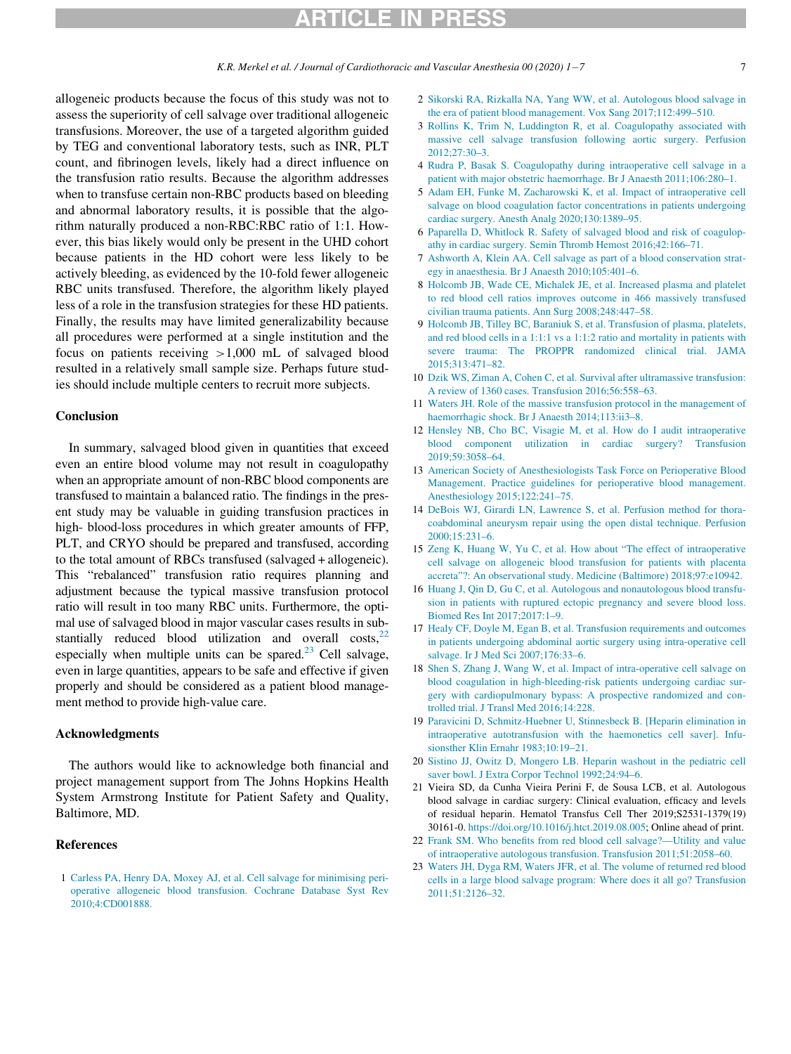allogeneic products because the focus of this study was not to assess the superiority of cell salvage over traditional allogeneic transfusions. Moreover, the use of a targeted algorithm guided by TEG and conventional laboratory tests, such as INR, PLT count, and fibrinogen levels, likely had a direct influence on the transfusion ratio results. Because the algorithm addresses when to transfuse certain non-RBC products based on bleeding and abnormal laboratory results, it is possible that the algorithm naturally produced a non-RBC:RBC ratio of 1:1. However, this bias likely would only be present in the UHD cohort because patients in the HD cohort were less likely to be actively bleeding, as evidenced by the 10-fold fewer allogeneic RBC units transfused. Therefore, the algorithm likely played less of a role in the transfusion strategies for these HD patients. Finally, the results may have limited generalizability because all procedures were performed at a single institution and the focus on patients receiving >1,000 mL of salvaged blood resulted in a relatively small sample size. Perhaps future studies should include multiple centers to recruit more subjects.

## Conclusion

In summary, salvaged blood given in quantities that exceed even an entire blood volume may not result in coagulopathy when an appropriate amount of non-RBC blood components are transfused to maintain a balanced ratio. The findings in the present study may be valuable in guiding transfusion practices in high- blood-loss procedures in which greater amounts of FFP, PLT, and CRYO should be prepared and transfused, according to the total amount of RBCs transfused (salvaged + allogeneic). This "rebalanced" transfusion ratio requires planning and adjustment because the typical massive transfusion protocol ratio will result in too many RBC units. Furthermore, the optimal use of salvaged blood in major vascular cases results in substantially reduced blood utilization and overall costs,[22] especially when multiple units can be spared.[23] Cell salvage, even in large quantities, appears to be safe and effective if given properly and should be considered as a patient blood management method to provide high-value care.

## Acknowledgments

The authors would like to acknowledge both financial and project management support from The Johns Hopkins Health System Armstrong Institute for Patient Safety and Quality, Baltimore, MD.

## References

1 Carless PA, Henry DA, Moxey AJ, et al. Cell salvage for minimising perioperative allogeneic blood transfusion. Cochrane Database Syst Rev 2010;4:CD001888.

2 Sikorski RA, Rizkalla NA, Yang WW, et al. Autologous blood salvage in the era of patient blood management. Vox Sang 2017;112:499–510.

3 Rollins K, Trim N, Luddington R, et al. Coagulopathy associated with massive cell salvage transfusion following aortic surgery. Perfusion 2012;27:30–3.

4 Rudra P, Basak S. Coagulopathy during intraoperative cell salvage in a patient with major obstetric haemorrhage. Br J Anaesth 2011;106:280–1.

5 Adam EH, Funke M, Zacharowski K, et al. Impact of intraoperative cell salvage on blood coagulation factor concentrations in patients undergoing cardiac surgery. Anesth Analg 2020;130:1389–95.

6 Paparella D, Whitlock R. Safety of salvaged blood and risk of coagulopathy in cardiac surgery. Semin Thromb Hemost 2016;42:166–71.

7 Ashworth A, Klein AA. Cell salvage as part of a blood conservation strategy in anaesthesia. Br J Anaesth 2010;105:401–6.

8 Holcomb JB, Wade CE, Michalek JE, et al. Increased plasma and platelet to red blood cell ratios improves outcome in 466 massively transfused civilian trauma patients. Ann Surg 2008;248:447–58.

9 Holcomb JB, Tilley BC, Baraniuk S, et al. Transfusion of plasma, platelets, and red blood cells in a 1:1:1 vs a 1:1:2 ratio and mortality in patients with severe trauma: The PROPPR randomized clinical trial. JAMA 2015;313:471–82.

10 Dzik WS, Ziman A, Cohen C, et al. Survival after ultramassive transfusion: A review of 1360 cases. Transfusion 2016;56:558–63.

11 Waters JH. Role of the massive transfusion protocol in the management of haemorrhagic shock. Br J Anaesth 2014;113:ii3–8.

12 Hensley NB, Cho BC, Visagie M, et al. How do I audit intraoperative blood component utilization in cardiac surgery? Transfusion 2019;59:3058–64.

13 American Society of Anesthesiologists Task Force on Perioperative Blood Management. Practice guidelines for perioperative blood management. Anesthesiology 2015;122:241–75.

14 DeBois WJ, Girardi LN, Lawrence S, et al. Perfusion method for thoracoabdominal aneurysm repair using the open distal technique. Perfusion 2000;15:231–6.

15 Zeng K, Huang W, Yu C, et al. How about "The effect of intraoperative cell salvage on allogeneic blood transfusion for patients with placenta accreta"?: An observational study. Medicine (Baltimore) 2018;97:e10942.

16 Huang J, Qin D, Gu C, et al. Autologous and nonautologous blood transfusion in patients with ruptured ectopic pregnancy and severe blood loss. Biomed Res Int 2017;2017:1–9.

17 Healy CF, Doyle M, Egan B, et al. Transfusion requirements and outcomes in patients undergoing abdominal aortic surgery using intra-operative cell salvage. Ir J Med Sci 2007;176:33–6.

18 Shen S, Zhang J, Wang W, et al. Impact of intra-operative cell salvage on blood coagulation in high-bleeding-risk patients undergoing cardiac surgery with cardiopulmonary bypass: A prospective randomized and controlled trial. J Transl Med 2016;14:228.

19 Paravicini D, Schmitz-Huebner U, Stinnesbeck B. [Heparin elimination in intraoperative autotransfusion with the haemonetics cell saver]. Infusionsther Klin Ernahr 1983;10:19–21.

20 Sistino JJ, Owitz D, Mongero LB. Heparin washout in the pediatric cell saver bowl. J Extra Corpor Technol 1992;24:94–6.

21 Vieira SD, da Cunha Vieira Perini F, de Sousa LCB, et al. Autologous blood salvage in cardiac surgery: Clinical evaluation, efficacy and levels of residual heparin. Hematol Transfus Cell Ther 2019;S2531-1379(19) 30161-0. https://doi.org/10.1016/j.htct.2019.08.005; Online ahead of print.

22 Frank SM. Who benefits from red blood cell salvage?—Utility and value of intraoperative autologous transfusion. Transfusion 2011;51:2058–60.

23 Waters JH, Dyga RM, Waters JFR, et al. The volume of returned red blood cells in a large blood salvage program: Where does it all go? Transfusion 2011;51:2126–32.